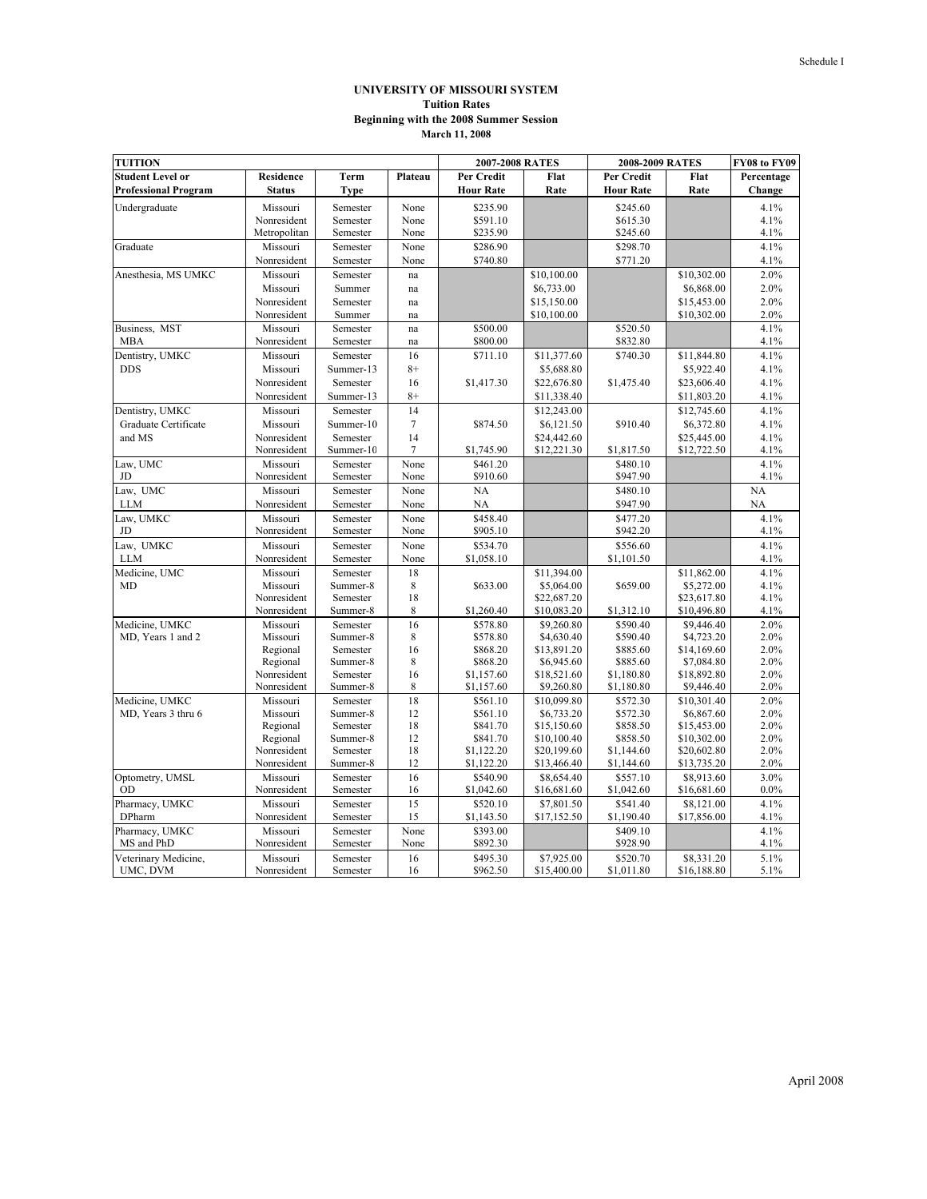Schedule I

**UNIVERSITY OF MISSOURI SYSTEM**
**Tuition Rates**
**Beginning with the 2008 Summer Session**
**March 11, 2008**

| TUITION | | | | 2007-2008 RATES | | 2008-2009 RATES | | FY08 to FY09 |
|---|---|---|---|---|---|---|---|---|
| **Student Level or Professional Program** | **Residence Status** | **Term Type** | **Plateau** | **Per Credit Hour Rate** | **Flat Rate** | **Per Credit Hour Rate** | **Flat Rate** | **Percentage Change** |
| Undergraduate | Missouri | Semester | None | $235.90 | | $245.60 | | 4.1% |
| | Nonresident | Semester | None | $591.10 | | $615.30 | | 4.1% |
| | Metropolitan | Semester | None | $235.90 | | $245.60 | | 4.1% |
| Graduate | Missouri | Semester | None | $286.90 | | $298.70 | | 4.1% |
| | Nonresident | Semester | None | $740.80 | | $771.20 | | 4.1% |
| Anesthesia, MS UMKC | Missouri | Semester | na | | $10,100.00 | | $10,302.00 | 2.0% |
| | Missouri | Summer | na | | $6,733.00 | | $6,868.00 | 2.0% |
| | Nonresident | Semester | na | | $15,150.00 | | $15,453.00 | 2.0% |
| | Nonresident | Summer | na | | $10,100.00 | | $10,302.00 | 2.0% |
| Business, MST MBA | Missouri | Semester | na | $500.00 | | $520.50 | | 4.1% |
| | Nonresident | Semester | na | $800.00 | | $832.80 | | 4.1% |
| Dentistry, UMKC DDS | Missouri | Semester | 16 | $711.10 | $11,377.60 | $740.30 | $11,844.80 | 4.1% |
| | Missouri | Summer-13 | 8+ | | $5,688.80 | | $5,922.40 | 4.1% |
| | Nonresident | Semester | 16 | $1,417.30 | $22,676.80 | $1,475.40 | $23,606.40 | 4.1% |
| | Nonresident | Summer-13 | 8+ | | $11,338.40 | | $11,803.20 | 4.1% |
| Dentistry, UMKC Graduate Certificate and MS | Missouri | Semester | 14 | | $12,243.00 | | $12,745.60 | 4.1% |
| | Missouri | Summer-10 | 7 | $874.50 | $6,121.50 | $910.40 | $6,372.80 | 4.1% |
| | Nonresident | Semester | 14 | | $24,442.60 | | $25,445.00 | 4.1% |
| | Nonresident | Summer-10 | 7 | $1,745.90 | $12,221.30 | $1,817.50 | $12,722.50 | 4.1% |
| Law, UMC JD | Missouri | Semester | None | $461.20 | | $480.10 | | 4.1% |
| | Nonresident | Semester | None | $910.60 | | $947.90 | | 4.1% |
| Law, UMC LLM | Missouri | Semester | None | NA | | $480.10 | | NA |
| | Nonresident | Semester | None | NA | | $947.90 | | NA |
| Law, UMKC JD | Missouri | Semester | None | $458.40 | | $477.20 | | 4.1% |
| | Nonresident | Semester | None | $905.10 | | $942.20 | | 4.1% |
| Law, UMKC LLM | Missouri | Semester | None | $534.70 | | $556.60 | | 4.1% |
| | Nonresident | Semester | None | $1,058.10 | | $1,101.50 | | 4.1% |
| Medicine, UMC MD | Missouri | Semester | 18 | | $11,394.00 | | $11,862.00 | 4.1% |
| | Missouri | Summer-8 | 8 | $633.00 | $5,064.00 | $659.00 | $5,272.00 | 4.1% |
| | Nonresident | Semester | 18 | | $22,687.20 | | $23,617.80 | 4.1% |
| | Nonresident | Summer-8 | 8 | $1,260.40 | $10,083.20 | $1,312.10 | $10,496.80 | 4.1% |
| Medicine, UMKC MD, Years 1 and 2 | Missouri | Semester | 16 | $578.80 | $9,260.80 | $590.40 | $9,446.40 | 2.0% |
| | Missouri | Summer-8 | 8 | $578.80 | $4,630.40 | $590.40 | $4,723.20 | 2.0% |
| | Regional | Semester | 16 | $868.20 | $13,891.20 | $885.60 | $14,169.60 | 2.0% |
| | Regional | Summer-8 | 8 | $868.20 | $6,945.60 | $885.60 | $7,084.80 | 2.0% |
| | Nonresident | Semester | 16 | $1,157.60 | $18,521.60 | $1,180.80 | $18,892.80 | 2.0% |
| | Nonresident | Summer-8 | 8 | $1,157.60 | $9,260.80 | $1,180.80 | $9,446.40 | 2.0% |
| Medicine, UMKC MD, Years 3 thru 6 | Missouri | Semester | 18 | $561.10 | $10,099.80 | $572.30 | $10,301.40 | 2.0% |
| | Missouri | Summer-8 | 12 | $561.10 | $6,733.20 | $572.30 | $6,867.60 | 2.0% |
| | Regional | Semester | 18 | $841.70 | $15,150.60 | $858.50 | $15,453.00 | 2.0% |
| | Regional | Summer-8 | 12 | $841.70 | $10,100.40 | $858.50 | $10,302.00 | 2.0% |
| | Nonresident | Semester | 18 | $1,122.20 | $20,199.60 | $1,144.60 | $20,602.80 | 2.0% |
| | Nonresident | Summer-8 | 12 | $1,122.20 | $13,466.40 | $1,144.60 | $13,735.20 | 2.0% |
| Optometry, UMSL OD | Missouri | Semester | 16 | $540.90 | $8,654.40 | $557.10 | $8,913.60 | 3.0% |
| | Nonresident | Semester | 16 | $1,042.60 | $16,681.60 | $1,042.60 | $16,681.60 | 0.0% |
| Pharmacy, UMKC DPharm | Missouri | Semester | 15 | $520.10 | $7,801.50 | $541.40 | $8,121.00 | 4.1% |
| | Nonresident | Semester | 15 | $1,143.50 | $17,152.50 | $1,190.40 | $17,856.00 | 4.1% |
| Pharmacy, UMKC MS and PhD | Missouri | Semester | None | $393.00 | | $409.10 | | 4.1% |
| | Nonresident | Semester | None | $892.30 | | $928.90 | | 4.1% |
| Veterinary Medicine, UMC, DVM | Missouri | Semester | 16 | $495.30 | $7,925.00 | $520.70 | $8,331.20 | 5.1% |
| | Nonresident | Semester | 16 | $962.50 | $15,400.00 | $1,011.80 | $16,188.80 | 5.1% |

April 2008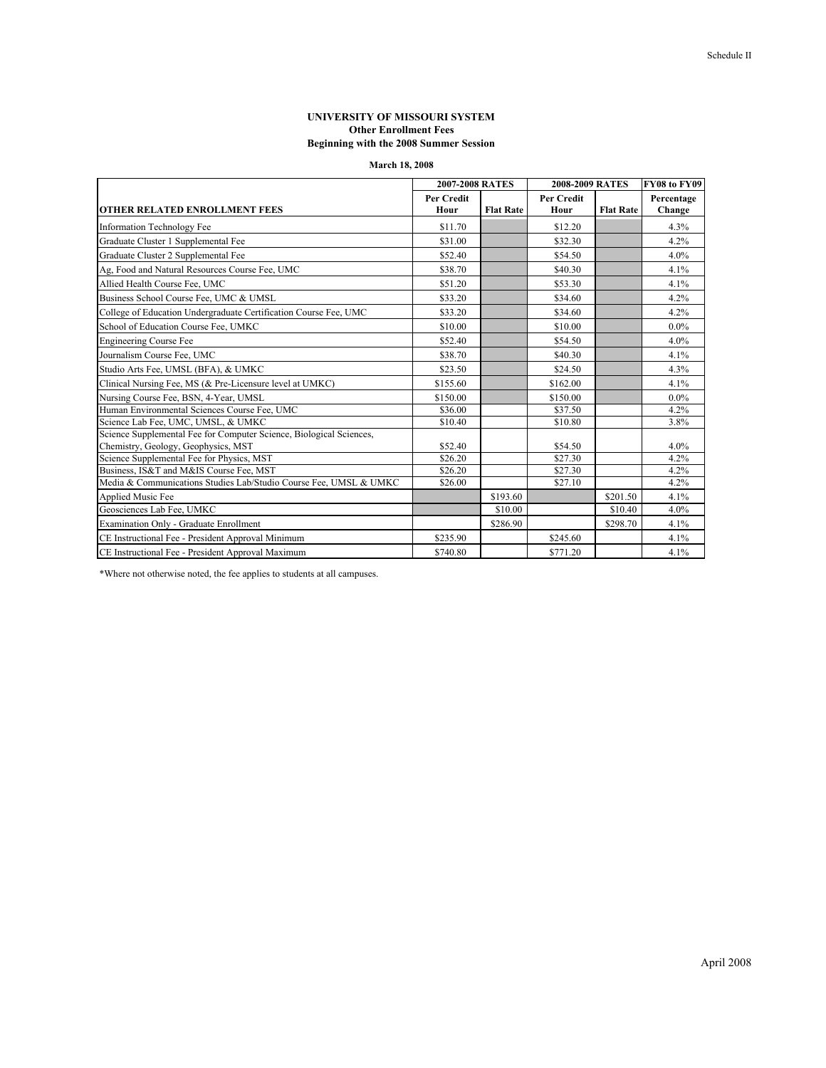Schedule II

**UNIVERSITY OF MISSOURI SYSTEM**
**Other Enrollment Fees**
**Beginning with the 2008 Summer Session**

**March 18, 2008**

| | 2007-2008 RATES | | 2008-2009 RATES | | FY08 to FY09 |
|---|---|---|---|---|---|
| **OTHER RELATED ENROLLMENT FEES** | **Per Credit Hour** | **Flat Rate** | **Per Credit Hour** | **Flat Rate** | **Percentage Change** |
| Information Technology Fee | $11.70 | | $12.20 | | 4.3% |
| Graduate Cluster 1 Supplemental Fee | $31.00 | | $32.30 | | 4.2% |
| Graduate Cluster 2 Supplemental Fee | $52.40 | | $54.50 | | 4.0% |
| Ag, Food and Natural Resources Course Fee, UMC | $38.70 | | $40.30 | | 4.1% |
| Allied Health Course Fee, UMC | $51.20 | | $53.30 | | 4.1% |
| Business School Course Fee, UMC & UMSL | $33.20 | | $34.60 | | 4.2% |
| College of Education Undergraduate Certification Course Fee, UMC | $33.20 | | $34.60 | | 4.2% |
| School of Education Course Fee, UMKC | $10.00 | | $10.00 | | 0.0% |
| Engineering Course Fee | $52.40 | | $54.50 | | 4.0% |
| Journalism Course Fee, UMC | $38.70 | | $40.30 | | 4.1% |
| Studio Arts Fee, UMSL (BFA), & UMKC | $23.50 | | $24.50 | | 4.3% |
| Clinical Nursing Fee, MS (& Pre-Licensure level at UMKC) | $155.60 | | $162.00 | | 4.1% |
| Nursing Course Fee, BSN, 4-Year, UMSL | $150.00 | | $150.00 | | 0.0% |
| Human Environmental Sciences Course Fee, UMC | $36.00 | | $37.50 | | 4.2% |
| Science Lab Fee, UMC, UMSL, & UMKC | $10.40 | | $10.80 | | 3.8% |
| Science Supplemental Fee for Computer Science, Biological Sciences, Chemistry, Geology, Geophysics, MST | $52.40 | | $54.50 | | 4.0% |
| Science Supplemental Fee for Physics, MST | $26.20 | | $27.30 | | 4.2% |
| Business, IS&T and M&IS Course Fee, MST | $26.20 | | $27.30 | | 4.2% |
| Media & Communications Studies Lab/Studio Course Fee, UMSL & UMKC | $26.00 | | $27.10 | | 4.2% |
| Applied Music Fee | | $193.60 | | $201.50 | 4.1% |
| Geosciences Lab Fee, UMKC | | $10.00 | | $10.40 | 4.0% |
| Examination Only - Graduate Enrollment | | $286.90 | | $298.70 | 4.1% |
| CE Instructional Fee - President Approval Minimum | $235.90 | | $245.60 | | 4.1% |
| CE Instructional Fee - President Approval Maximum | $740.80 | | $771.20 | | 4.1% |

*Where not otherwise noted, the fee applies to students at all campuses.

April 2008